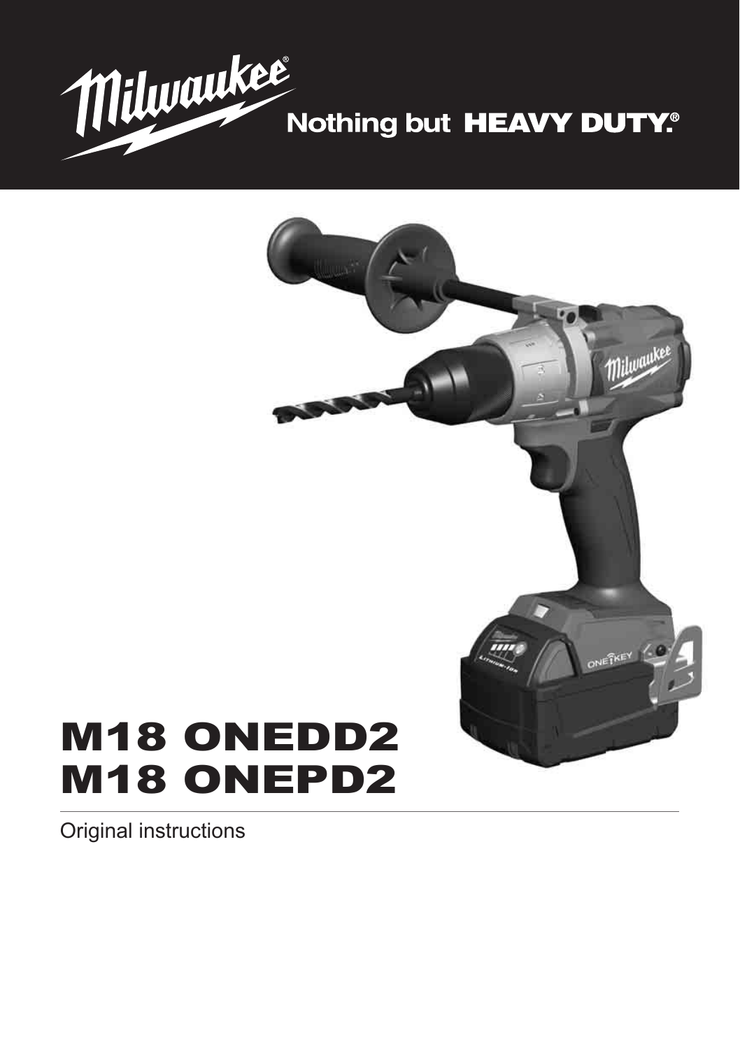Nothing but HEAVY DUTY.®

# M18 ONEDD2
# M18 ONEPD2

Original instructions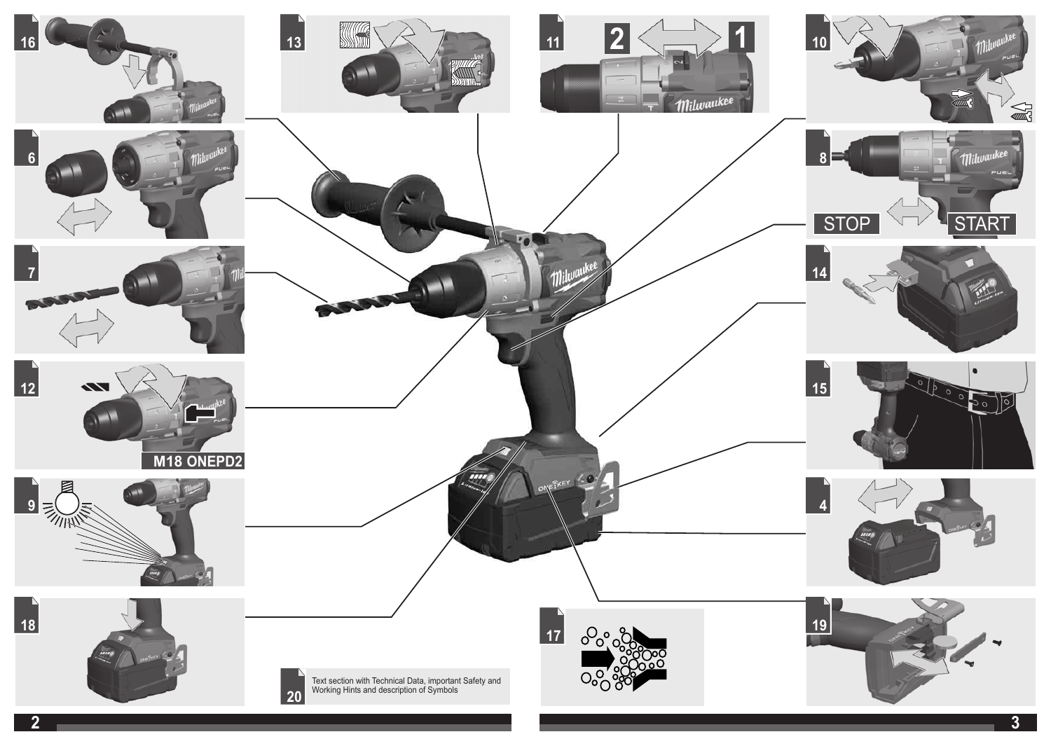16

6

7

12

M18 ONEPD2

9

18

13

11

2 1

10

8

STOP START

14

15

4

17

19

20 Text section with Technical Data, important Safety and Working Hints and description of Symbols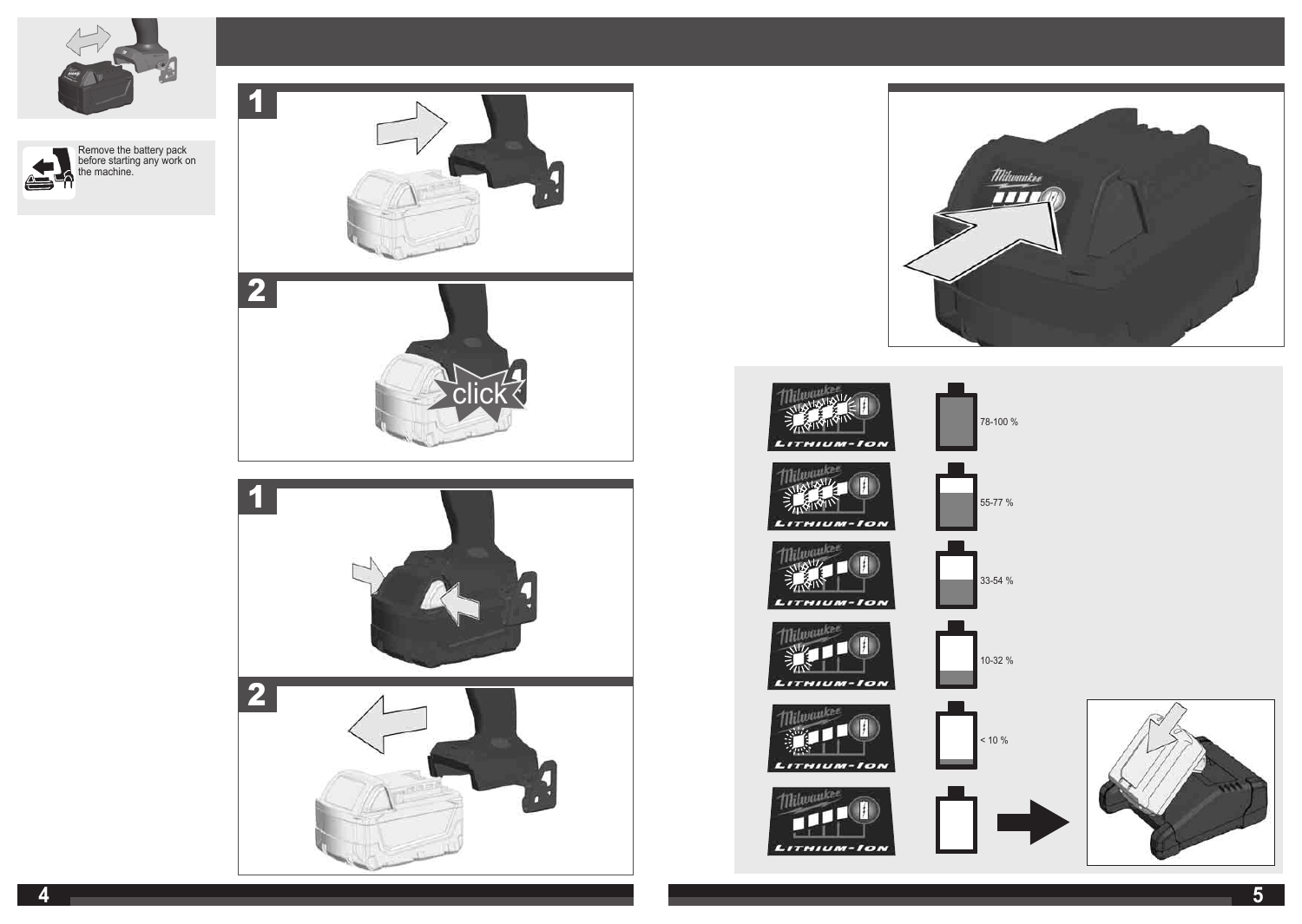Remove the battery pack before starting any work on the machine.

1

2

click

1

2

78-100 %

55-77 %

33-54 %

10-32 %

< 10 %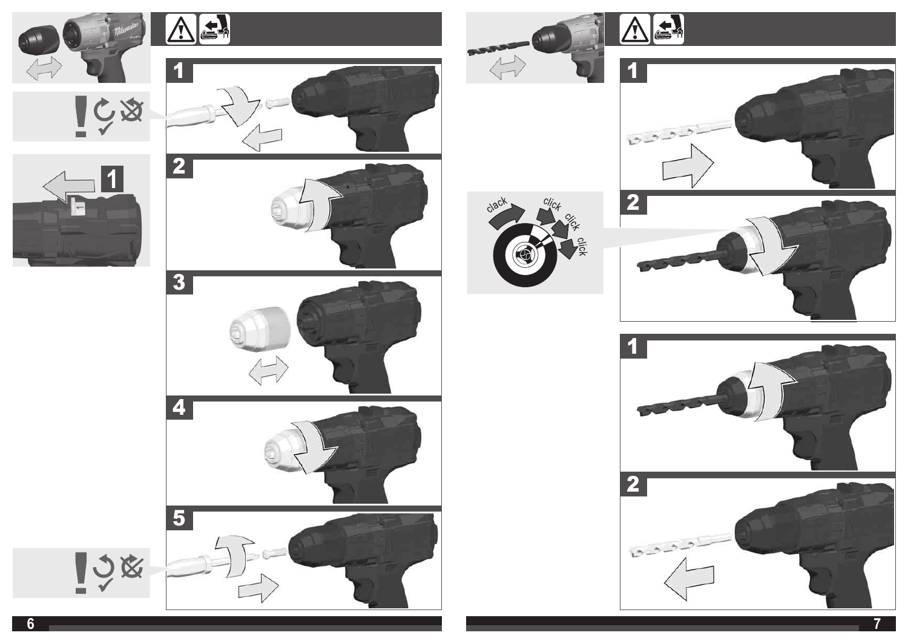1

1

2

3

4

5

1

clack click click click

2

1

2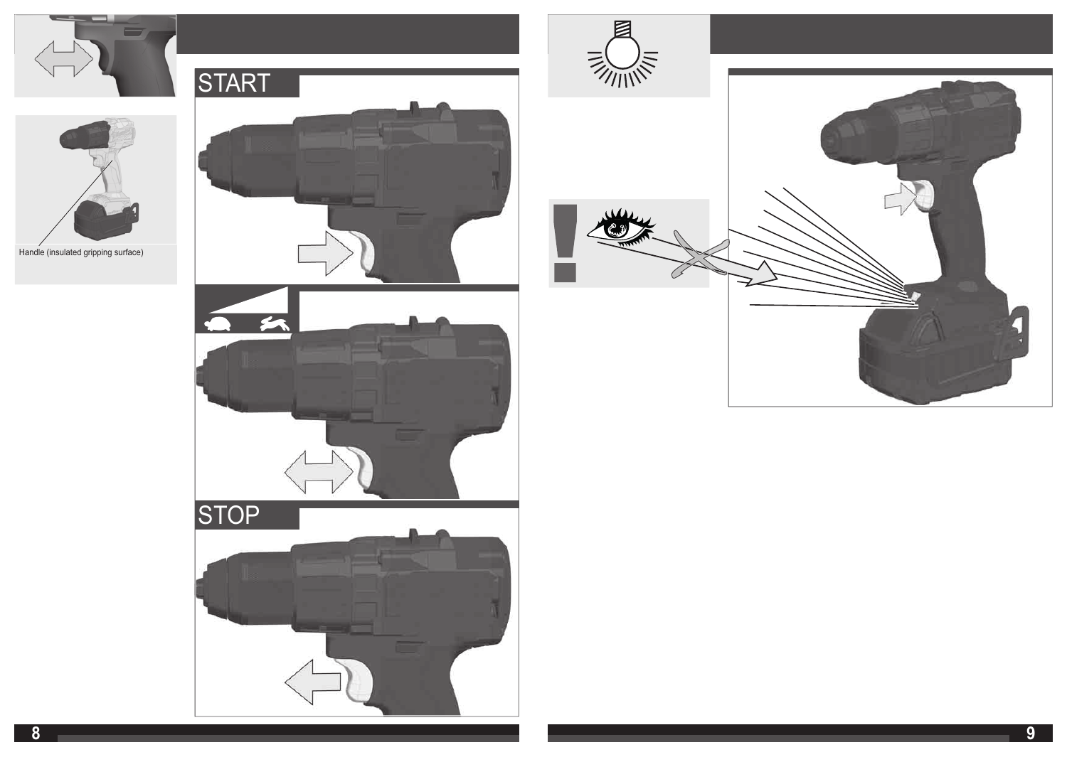Handle (insulated gripping surface)

START

STOP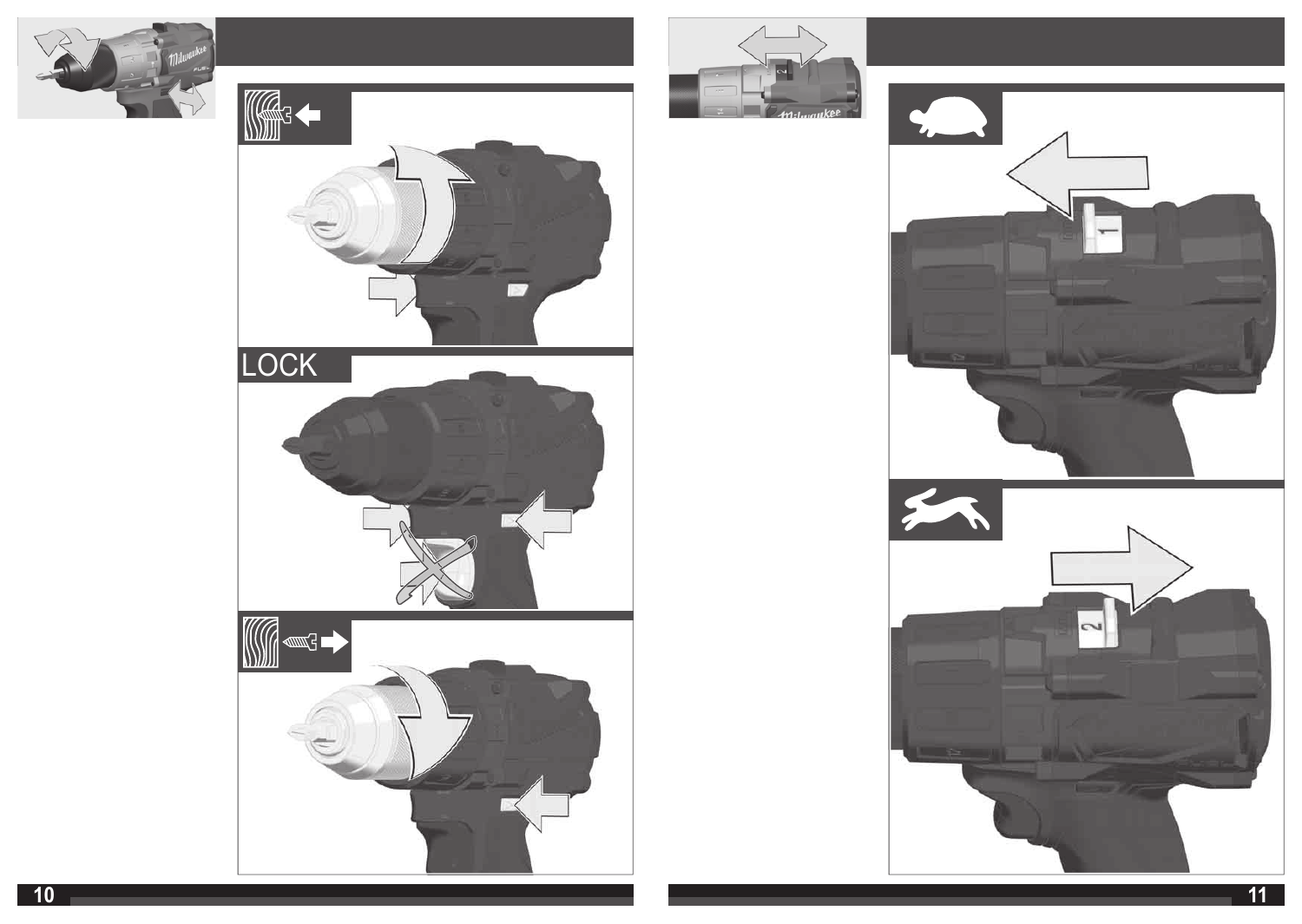LOCK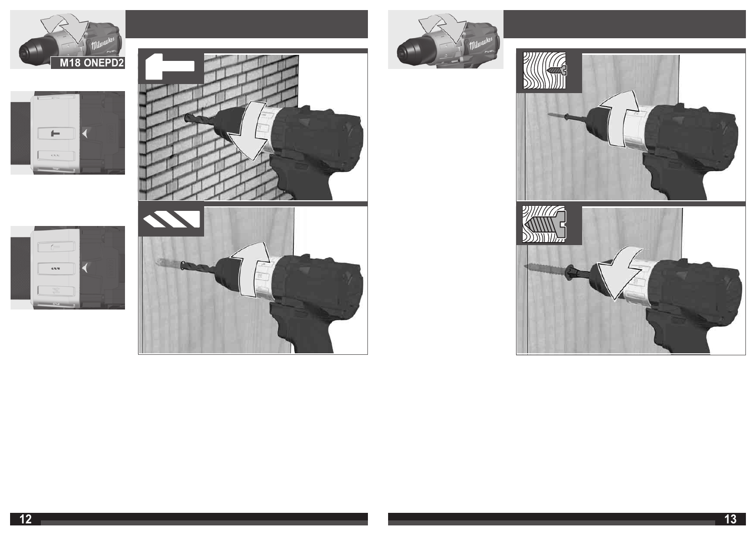M18 ONEPD2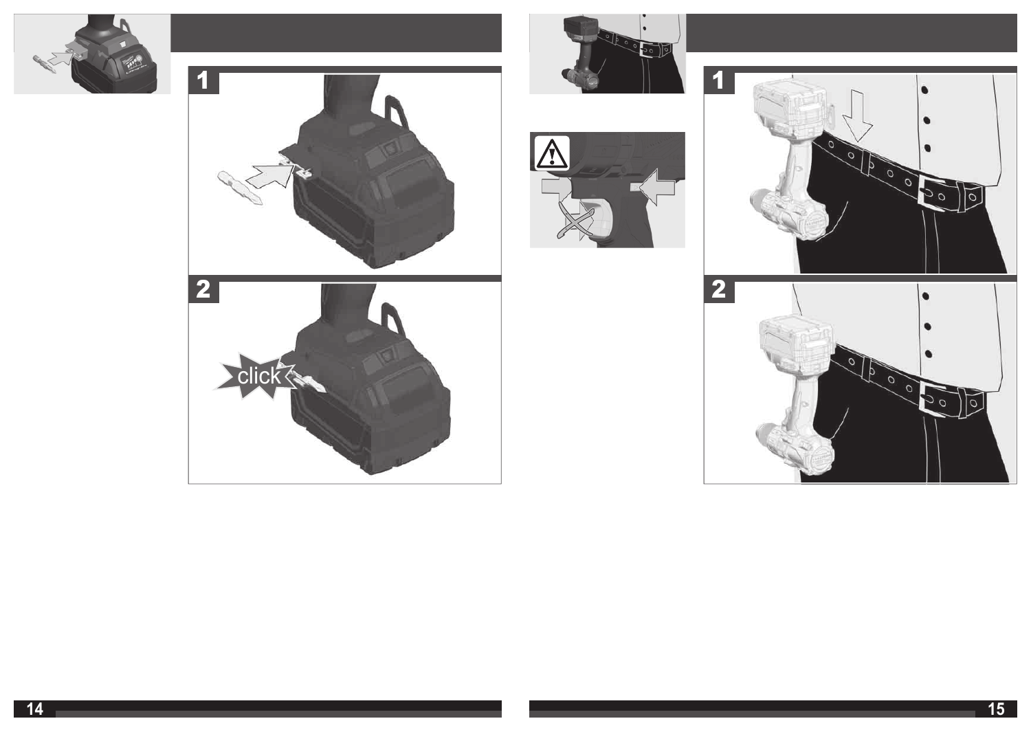1

2

click

1

2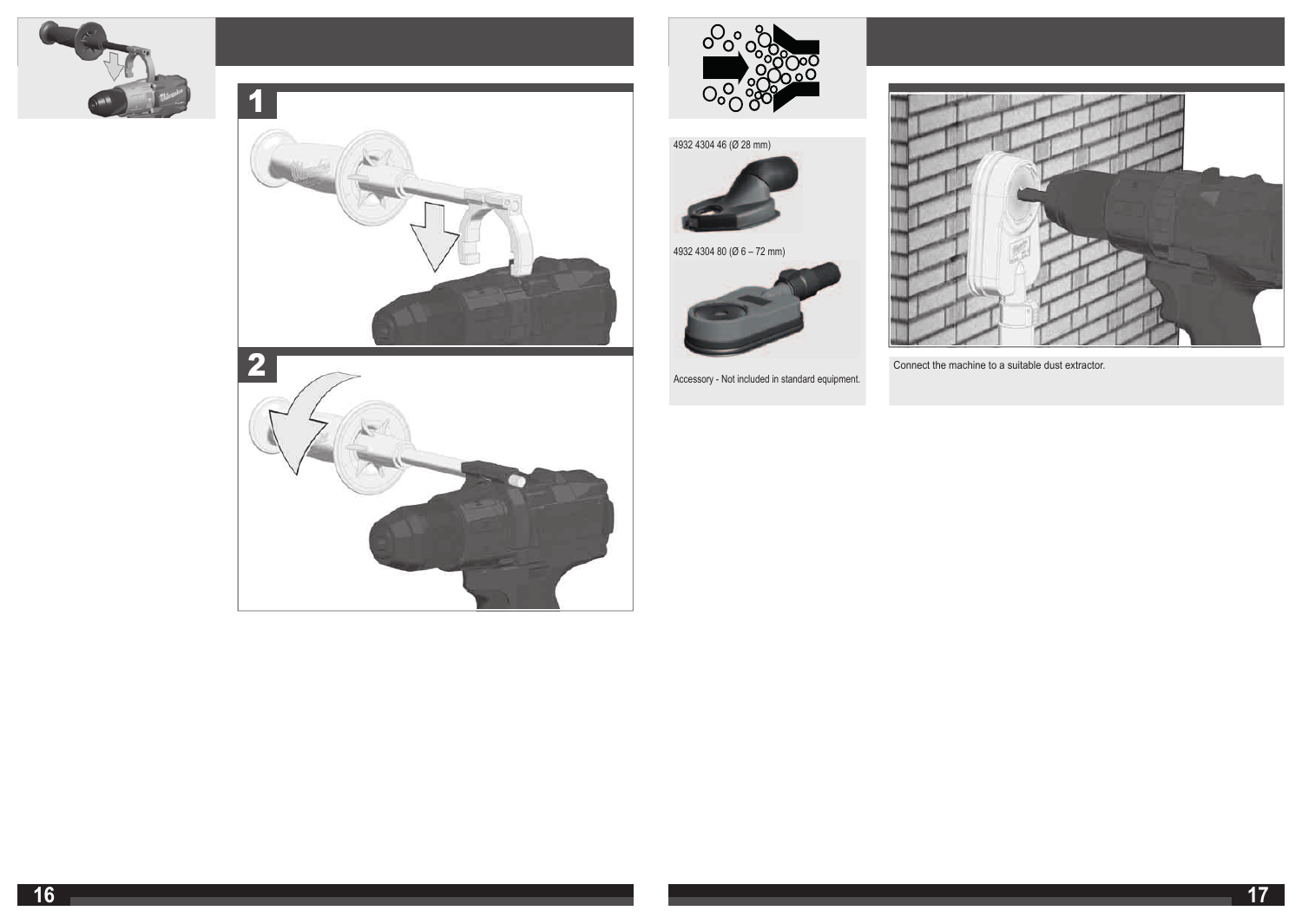1

2

4932 4304 46 (Ø 28 mm)

4932 4304 80 (Ø 6 – 72 mm)

Accessory - Not included in standard equipment.

Connect the machine to a suitable dust extractor.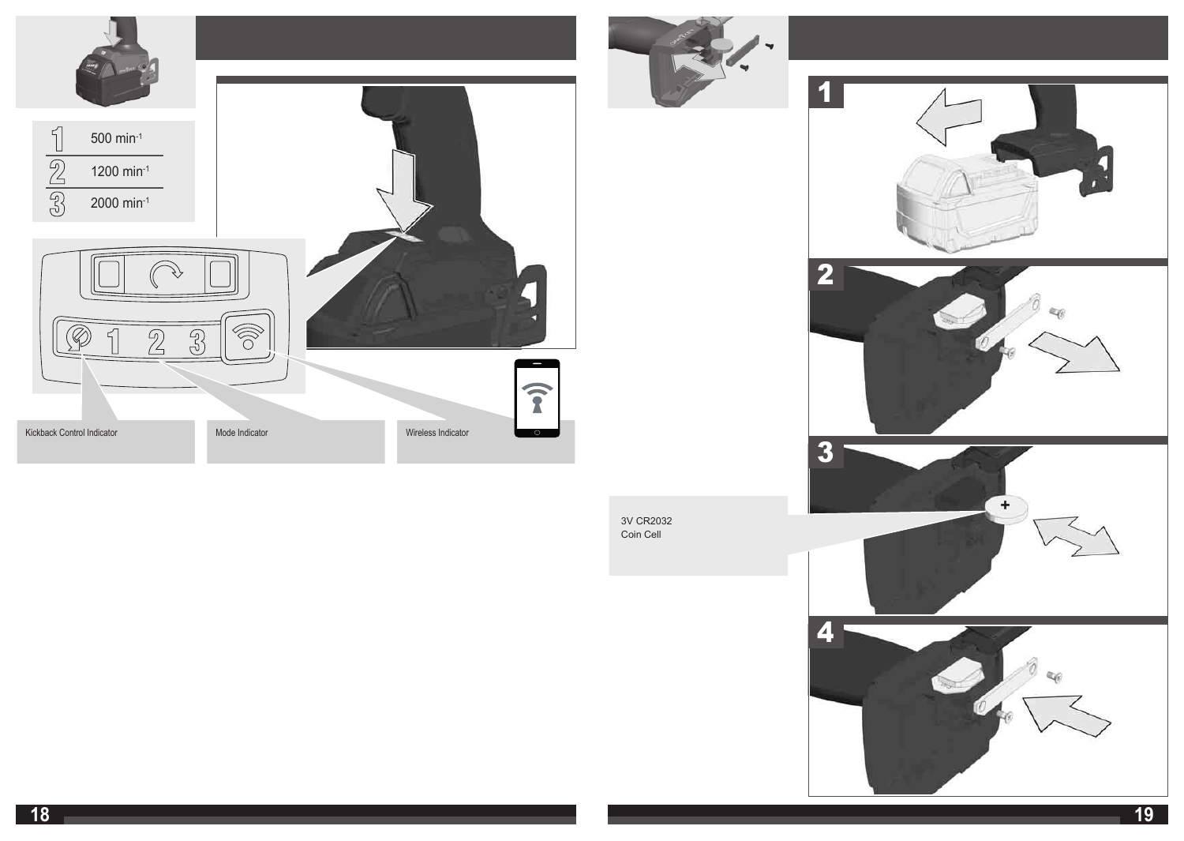| | |
|---|---|
| 1 | 500 $min^{-1}$ |
| 2 | 1200 $min^{-1}$ |
| 3 | 2000 $min^{-1}$ |

Kickback Control Indicator

Mode Indicator

Wireless Indicator

1

2

3V CR2032
Coin Cell

3

4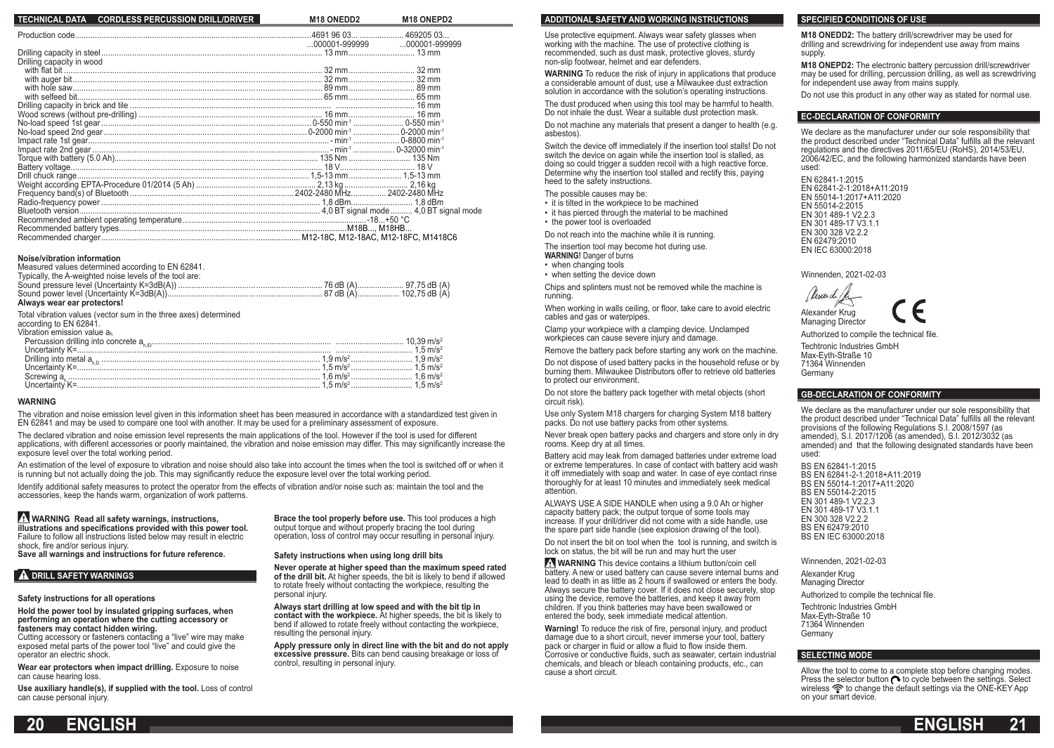## TECHNICAL DATA CORDLESS PERCUSSION DRILL/DRIVER

| | M18 ONEDD2 | M18 ONEPD2 |
|---|---|---|
| Production code | 4691 96 03... ...000001-999999 | 469205 03... ...000001-999999 |
| Drilling capacity in steel | 13 mm | 13 mm |
| Drilling capacity in wood | | |
| with flat bit | 32 mm | 32 mm |
| with auger bit | 32 mm | 32 mm |
| with hole saw | 89 mm | 89 mm |
| with selfeed bit | 65 mm | 65 mm |
| Drilling capacity in brick and tile | | 16 mm |
| Wood screws (without pre-drilling) | 16 mm | 16 mm |
| No-load speed 1st gear | 0-550 min$^{-1}$ | 0-550 min$^{-1}$ |
| No-load speed 2nd gear | 0-2000 min$^{-1}$ | 0-2000 min$^{-1}$ |
| Impact rate 1st gear | - min$^{-1}$ | 0-8800 min$^{-1}$ |
| Impact rate 2nd gear | - min$^{-1}$ | 0-32000 min$^{-1}$ |
| Torque with battery (5.0 Ah) | 135 Nm | 135 Nm |
| Battery voltage | 18 V | 18 V |
| Drill chuck range | 1,5-13 mm | 1,5-13 mm |
| Weight according EPTA-Procedure 01/2014 (5 Ah) | 2,13 kg | 2,16 kg |
| Frequency band(s) of Bluetooth | 2402-2480 MHz | 2402-2480 MHz |
| Radio-frequency power | 1,8 dBm | 1,8 dBm |
| Bluetooth version | 4,0 BT signal mode | 4,0 BT signal mode |
| Recommended ambient operating temperature | -18...+50 °C | |
| Recommended battery types | M18B..., M18HB... | |
| Recommended charger | M12-18C, M12-18AC, M12-18FC, M1418C6 | |

**Noise/vibration information**

Measured values determined according to EN 62841.
Typically, the A-weighted noise levels of the tool are:

| | M18 ONEDD2 | M18 ONEPD2 |
|---|---|---|
| Sound pressure level (Uncertainty K=3dB(A)) | 76 dB (A) | 97,75 dB (A) |
| Sound power level (Uncertainty K=3dB(A)) | 87 dB (A) | 102,75 dB (A) |

**Always wear ear protectors!**

Total vibration values (vector sum in the three axes) determined according to EN 62841.

Vibration emission value $a_h$

| | M18 ONEDD2 | M18 ONEPD2 |
|---|---|---|
| Percussion drilling into concrete $a_{h,ID}$ | | 10,39 m/s² |
| Uncertainty K= | | 1,5 m/s² |
| Drilling into metal $a_{h,D}$ | 1,9 m/s² | 1,9 m/s² |
| Uncertainty K= | 1,5 m/s² | 1,5 m/s² |
| Screwing $a_h$ | 1,6 m/s² | 1,6 m/s² |
| Uncertainty K= | 1,5 m/s² | 1,5 m/s² |

**WARNING**

The vibration and noise emission level given in this information sheet has been measured in accordance with a standardized test given in EN 62841 and may be used to compare one tool with another. It may be used for a preliminary assessment of exposure.

The declared vibration and noise emission level represents the main applications of the tool. However if the tool is used for different applications, with different accessories or poorly maintained, the vibration and noise emission may differ. This may significantly increase the exposure level over the total working period.

An estimation of the level of exposure to vibration and noise should also take into account the times when the tool is switched off or when it is running but not actually doing the job. This may significantly reduce the exposure level over the total working period.

Identify additional safety measures to protect the operator from the effects of vibration and/or noise such as: maintain the tool and the accessories, keep the hands warm, organization of work patterns.

**⚠ WARNING Read all safety warnings, instructions, illustrations and specifications provided with this power tool.** Failure to follow all instructions listed below may result in electric shock, fire and/or serious injury.
**Save all warnings and instructions for future reference.**

## ⚠ DRILL SAFETY WARNINGS

**Safety instructions for all operations**

**Hold the power tool by insulated gripping surfaces, when performing an operation where the cutting accessory or fasteners may contact hidden wiring.**
Cutting accessory or fasteners contacting a "live" wire may make exposed metal parts of the power tool "live" and could give the operator an electric shock.

**Wear ear protectors when impact drilling.** Exposure to noise can cause hearing loss.

**Use auxiliary handle(s), if supplied with the tool.** Loss of control can cause personal injury.

**Brace the tool properly before use.** This tool produces a high output torque and without properly bracing the tool during operation, loss of control may occur resulting in personal injury.

**Safety instructions when using long drill bits**

**Never operate at higher speed than the maximum speed rated of the drill bit.** At higher speeds, the bit is likely to bend if allowed to rotate freely without contacting the workpiece, resulting the personal injury.

**Always start drilling at low speed and with the bit tip in contact with the workpiece.** At higher speeds, the bit is likely to bend if allowed to rotate freely without contacting the workpiece, resulting the personal injury.

**Apply pressure only in direct line with the bit and do not apply excessive pressure.** Bits can bend causing breakage or loss of control, resulting in personal injury.

## ADDITIONAL SAFETY AND WORKING INSTRUCTIONS

Use protective equipment. Always wear safety glasses when working with the machine. The use of protective clothing is recommended, such as dust mask, protective gloves, sturdy non-slip footwear, helmet and ear defenders.

**WARNING** To reduce the risk of injury in applications that produce a considerable amount of dust, use a Milwaukee dust extraction solution in accordance with the solution's operating instructions.

The dust produced when using this tool may be harmful to health. Do not inhale the dust. Wear a suitable dust protection mask.

Do not machine any materials that present a danger to health (e.g. asbestos).

Switch the device off immediately if the insertion tool stalls! Do not switch the device on again while the insertion tool is stalled, as doing so could trigger a sudden recoil with a high reactive force. Determine why the insertion tool stalled and rectify this, paying heed to the safety instructions.

The possible causes may be:
- it is tilted in the workpiece to be machined
- it has pierced through the material to be machined
- the power tool is overloaded

Do not reach into the machine while it is running.

The insertion tool may become hot during use.
**WARNING!** Danger of burns
- when changing tools
- when setting the device down

Chips and splinters must not be removed while the machine is running.

When working in walls ceiling, or floor, take care to avoid electric cables and gas or waterpipes.

Clamp your workpiece with a clamping device. Unclamped workpieces can cause severe injury and damage.

Remove the battery pack before starting any work on the machine.

Do not dispose of used battery packs in the household refuse or by burning them. Milwaukee Distributors offer to retrieve old batteries to protect our environment.

Do not store the battery pack together with metal objects (short circuit risk).

Use only System M18 chargers for charging System M18 battery packs. Do not use battery packs from other systems.

Never break open battery packs and chargers and store only in dry rooms. Keep dry at all times.

Battery acid may leak from damaged batteries under extreme load or extreme temperatures. In case of contact with battery acid wash it off immediately with soap and water. In case of eye contact rinse thoroughly for at least 10 minutes and immediately seek medical attention.

ALWAYS USE A SIDE HANDLE when using a 9.0 Ah or higher capacity battery pack; the output torque of some tools may increase. If your drill/driver did not come with a side handle, use the spare part side handle (see explosion drawing of the tool).

Do not insert the bit on tool when the tool is running, and switch is lock on status, the bit will be run and may hurt the user

**⚠ WARNING** This device contains a lithium button/coin cell battery. A new or used battery can cause severe internal burns and lead to death in as little as 2 hours if swallowed or enters the body. Always secure the battery cover. If it does not close securely, stop using the device, remove the batteries, and keep it away from children. If you think batteries may have been swallowed or entered the body, seek immediate medical attention.

**Warning!** To reduce the risk of fire, personal injury, and product damage due to a short circuit, never immerse your tool, battery pack or charger in fluid or allow a fluid to flow inside them. Corrosive or conductive fluids, such as seawater, certain industrial chemicals, and bleach or bleach containing products, etc., can cause a short circuit.

## SPECIFIED CONDITIONS OF USE

**M18 ONEDD2:** The battery drill/screwdriver may be used for drilling and screwdriving for independent use away from mains supply.

**M18 ONEPD2:** The electronic battery percussion drill/screwdriver may be used for drilling, percussion drilling, as well as screwdriving for independent use away from mains supply.

Do not use this product in any other way as stated for normal use.

## EC-DECLARATION OF CONFORMITY

We declare as the manufacturer under our sole responsibility that the product described under "Technical Data" fulfills all the relevant regulations and the directives 2011/65/EU (RoHS), 2014/53/EU, 2006/42/EC, and the following harmonized standards have been used:

EN 62841-1:2015
EN 62841-2-1:2018+A11:2019
EN 55014-1:2017+A11:2020
EN 55014-2:2015
EN 301 489-1 V2.2.3
EN 301 489-17 V3.1.1
EN 300 328 V2.2.2
EN 62479:2010
EN IEC 63000:2018

Winnenden, 2021-02-03

Alexander Krug
Managing Director

Authorized to compile the technical file.

Techtronic Industries GmbH
Max-Eyth-Straße 10
71364 Winnenden
Germany

## GB-DECLARATION OF CONFORMITY

We declare as the manufacturer under our sole responsibility that the product described under "Technical Data" fulfills all the relevant provisions of the following Regulations S.I. 2008/1597 (as amended), S.I. 2017/1206 (as amended), S.I. 2012/3032 (as amended) and that the following designated standards have been used:

BS EN 62841-1:2015
BS EN 62841-2-1:2018+A11:2019
BS EN 55014-1:2017+A11:2020
BS EN 55014-2:2015
EN 301 489-1 V2.2.3
EN 301 489-17 V3.1.1
EN 300 328 V2.2.2
BS EN 62479:2010
BS EN IEC 63000:2018

Winnenden, 2021-02-03

Alexander Krug
Managing Director

Authorized to compile the technical file.

Techtronic Industries GmbH
Max-Eyth-Straße 10
71364 Winnenden
Germany

## SELECTING MODE

Allow the tool to come to a complete stop before changing modes. Press the selector button to cycle between the settings. Select wireless to change the default settings via the ONE-KEY App on your smart device.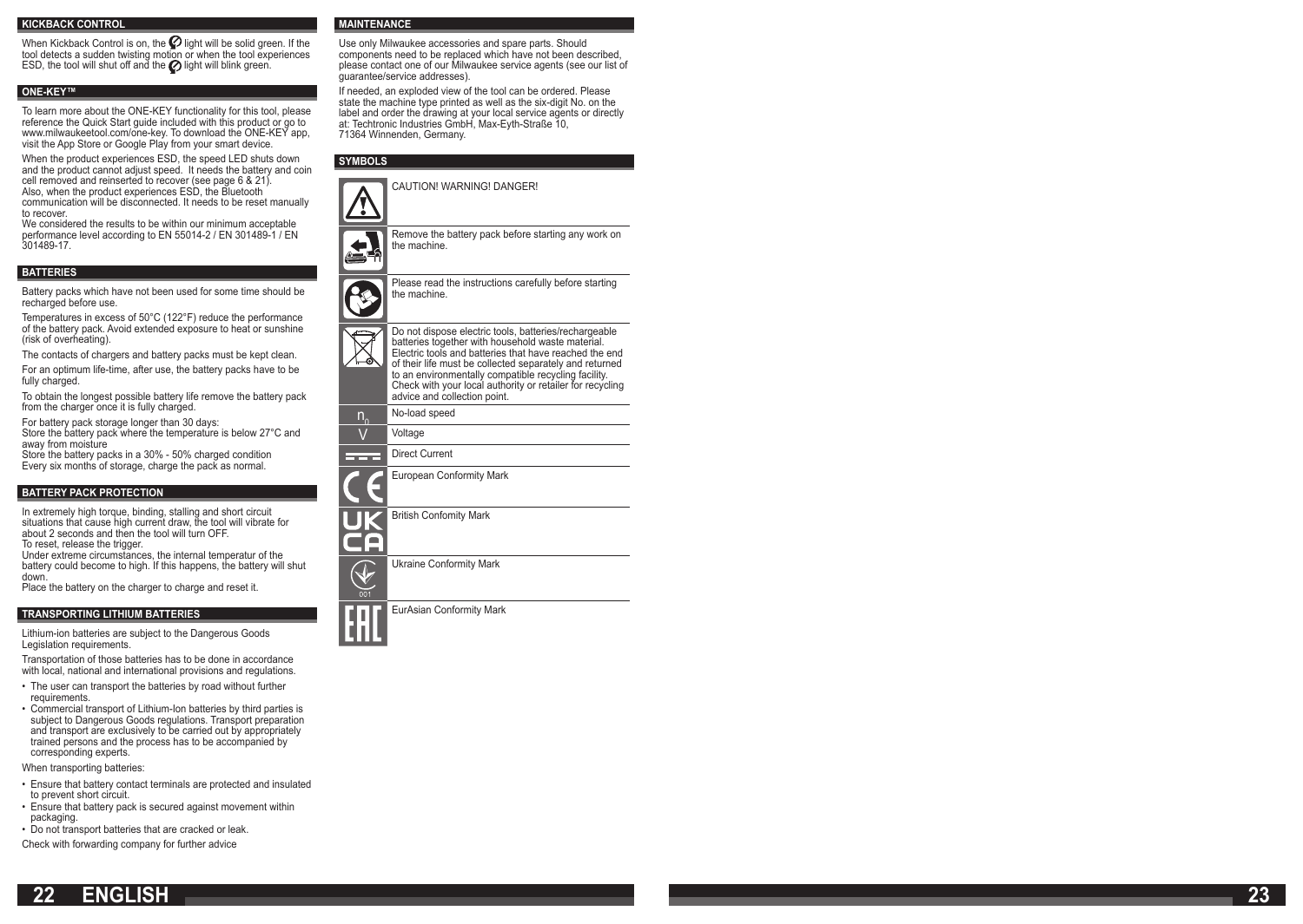## KICKBACK CONTROL

When Kickback Control is on, the light will be solid green. If the tool detects a sudden twisting motion or when the tool experiences ESD, the tool will shut off and the light will blink green.

## ONE-KEY™

To learn more about the ONE-KEY functionality for this tool, please reference the Quick Start guide included with this product or go to www.milwaukeetool.com/one-key. To download the ONE-KEY app, visit the App Store or Google Play from your smart device.

When the product experiences ESD, the speed LED shuts down and the product cannot adjust speed. It needs the battery and coin cell removed and reinserted to recover (see page 6 & 21). Also, when the product experiences ESD, the Bluetooth communication will be disconnected. It needs to be reset manually to recover.
We considered the results to be within our minimum acceptable performance level according to EN 55014-2 / EN 301489-1 / EN 301489-17.

## BATTERIES

Battery packs which have not been used for some time should be recharged before use.

Temperatures in excess of 50°C (122°F) reduce the performance of the battery pack. Avoid extended exposure to heat or sunshine (risk of overheating).

The contacts of chargers and battery packs must be kept clean.

For an optimum life-time, after use, the battery packs have to be fully charged.

To obtain the longest possible battery life remove the battery pack from the charger once it is fully charged.

For battery pack storage longer than 30 days:
Store the battery pack where the temperature is below 27°C and away from moisture
Store the battery packs in a 30% - 50% charged condition
Every six months of storage, charge the pack as normal.

## BATTERY PACK PROTECTION

In extremely high torque, binding, stalling and short circuit situations that cause high current draw, the tool will vibrate for about 2 seconds and then the tool will turn OFF.
To reset, release the trigger.
Under extreme circumstances, the internal temperatur of the battery could become to high. If this happens, the battery will shut down.
Place the battery on the charger to charge and reset it.

## TRANSPORTING LITHIUM BATTERIES

Lithium-ion batteries are subject to the Dangerous Goods Legislation requirements.

Transportation of those batteries has to be done in accordance with local, national and international provisions and regulations.

- The user can transport the batteries by road without further requirements.
- Commercial transport of Lithium-Ion batteries by third parties is subject to Dangerous Goods regulations. Transport preparation and transport are exclusively to be carried out by appropriately trained persons and the process has to be accompanied by corresponding experts.

When transporting batteries:

- Ensure that battery contact terminals are protected and insulated to prevent short circuit.
- Ensure that battery pack is secured against movement within packaging.
- Do not transport batteries that are cracked or leak.

Check with forwarding company for further advice

## MAINTENANCE

Use only Milwaukee accessories and spare parts. Should components need to be replaced which have not been described, please contact one of our Milwaukee service agents (see our list of guarantee/service addresses).

If needed, an exploded view of the tool can be ordered. Please state the machine type printed as well as the six-digit No. on the label and order the drawing at your local service agents or directly at: Techtronic Industries GmbH, Max-Eyth-Straße 10, 71364 Winnenden, Germany.

## SYMBOLS

| Symbol | Meaning |
|---|---|
| | CAUTION! WARNING! DANGER! |
| | Remove the battery pack before starting any work on the machine. |
| | Please read the instructions carefully before starting the machine. |
| | Do not dispose electric tools, batteries/rechargeable batteries together with household waste material. Electric tools and batteries that have reached the end of their life must be collected separately and returned to an environmentally compatible recycling facility. Check with your local authority or retailer for recycling advice and collection point. |
| $n_0$ | No-load speed |
| V | Voltage |
| | Direct Current |
| CE | European Conformity Mark |
| UKCA | British Confomity Mark |
| | Ukraine Conformity Mark |
| EAC | EurAsian Conformity Mark |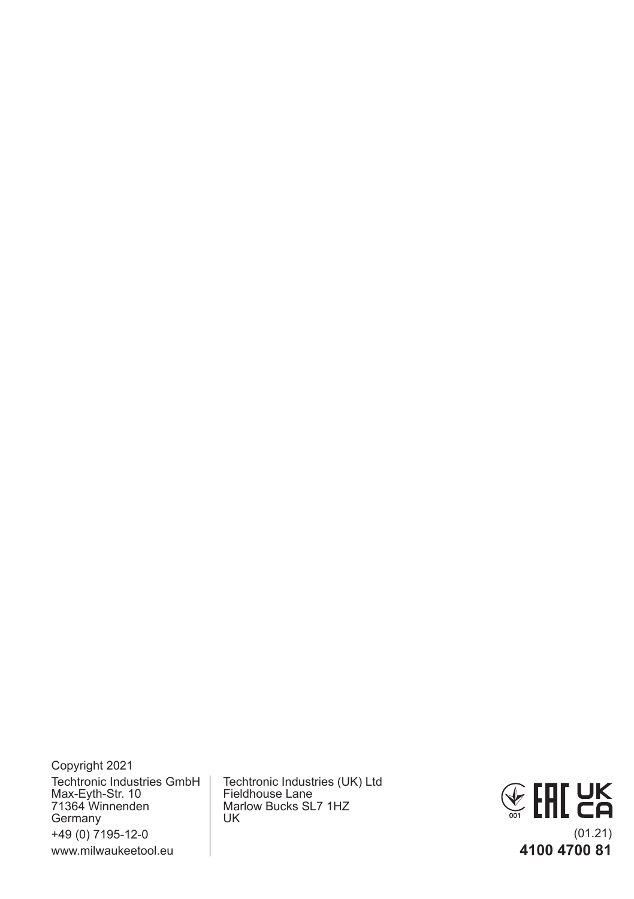Copyright 2021

Techtronic Industries GmbH
Max-Eyth-Str. 10
71364 Winnenden
Germany

+49 (0) 7195-12-0

www.milwaukeetool.eu

Techtronic Industries (UK) Ltd
Fieldhouse Lane
Marlow Bucks SL7 1HZ
UK

(01.21)

**4100 4700 81**